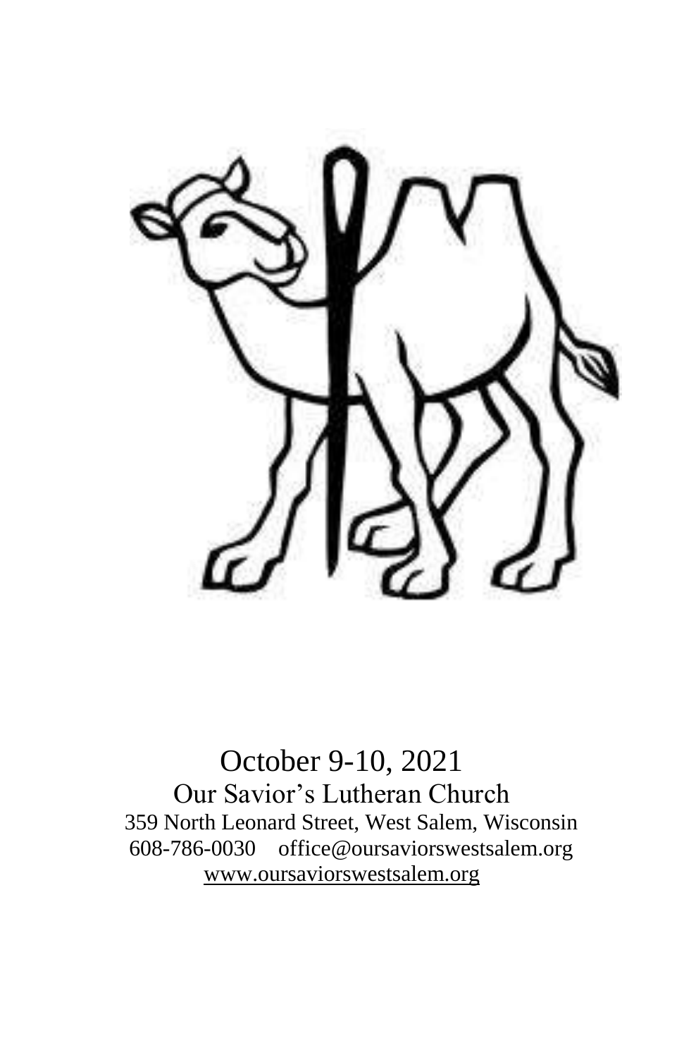October 9-10, 2021

Our Savior's Lutheran Church

359 North Leonard Street, West Salem, Wisconsin

608-786-0030 office@oursaviorswestsalem.org

www.oursaviorswestsalem.org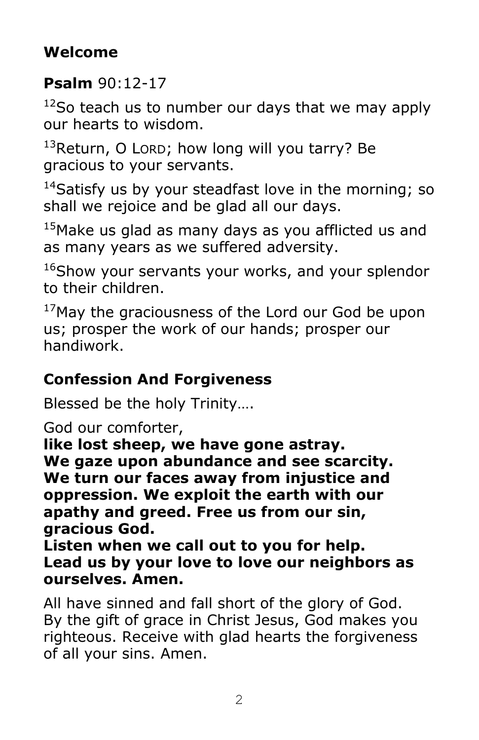## Welcome

## Psalm 90:12-17

[12]So teach us to number our days that we may apply our hearts to wisdom.

[13]Return, O LORD; how long will you tarry? Be gracious to your servants.

[14]Satisfy us by your steadfast love in the morning; so shall we rejoice and be glad all our days.

[15]Make us glad as many days as you afflicted us and as many years as we suffered adversity.

[16]Show your servants your works, and your splendor to their children.

[17]May the graciousness of the Lord our God be upon us; prosper the work of our hands; prosper our handiwork.

## Confession And Forgiveness

Blessed be the holy Trinity….

God our comforter,
**like lost sheep, we have gone astray. We gaze upon abundance and see scarcity. We turn our faces away from injustice and oppression. We exploit the earth with our apathy and greed. Free us from our sin, gracious God.**
**Listen when we call out to you for help. Lead us by your love to love our neighbors as ourselves. Amen.**

All have sinned and fall short of the glory of God. By the gift of grace in Christ Jesus, God makes you righteous. Receive with glad hearts the forgiveness of all your sins. Amen.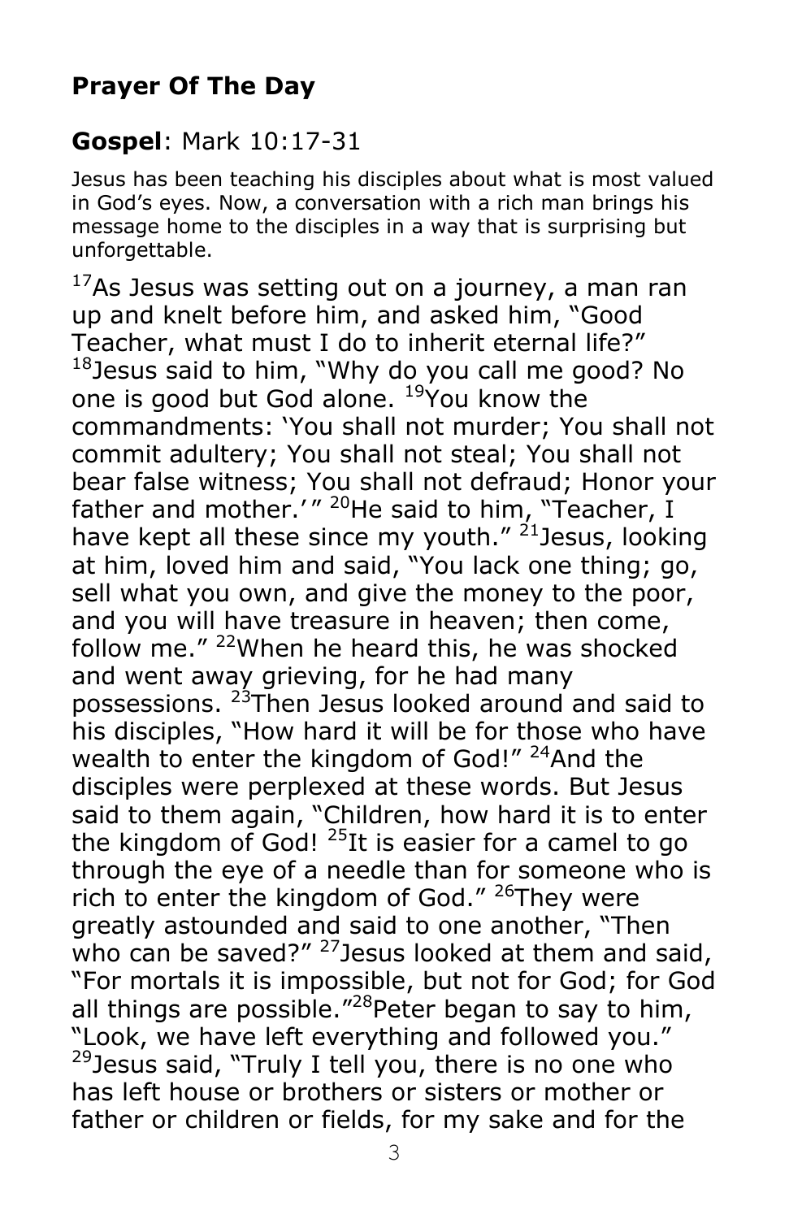## Prayer Of The Day

## **Gospel**: Mark 10:17-31

Jesus has been teaching his disciples about what is most valued in God's eyes. Now, a conversation with a rich man brings his message home to the disciples in a way that is surprising but unforgettable.

[17]As Jesus was setting out on a journey, a man ran up and knelt before him, and asked him, "Good Teacher, what must I do to inherit eternal life?" [18]Jesus said to him, "Why do you call me good? No one is good but God alone. [19]You know the commandments: 'You shall not murder; You shall not commit adultery; You shall not steal; You shall not bear false witness; You shall not defraud; Honor your father and mother.'" [20]He said to him, "Teacher, I have kept all these since my youth." [21]Jesus, looking at him, loved him and said, "You lack one thing; go, sell what you own, and give the money to the poor, and you will have treasure in heaven; then come, follow me." [22]When he heard this, he was shocked and went away grieving, for he had many possessions. [23]Then Jesus looked around and said to his disciples, "How hard it will be for those who have wealth to enter the kingdom of God!" [24]And the disciples were perplexed at these words. But Jesus said to them again, "Children, how hard it is to enter the kingdom of God! [25]It is easier for a camel to go through the eye of a needle than for someone who is rich to enter the kingdom of God." [26]They were greatly astounded and said to one another, "Then who can be saved?" [27]Jesus looked at them and said, "For mortals it is impossible, but not for God; for God all things are possible."[28]Peter began to say to him, "Look, we have left everything and followed you." [29]Jesus said, "Truly I tell you, there is no one who has left house or brothers or sisters or mother or father or children or fields, for my sake and for the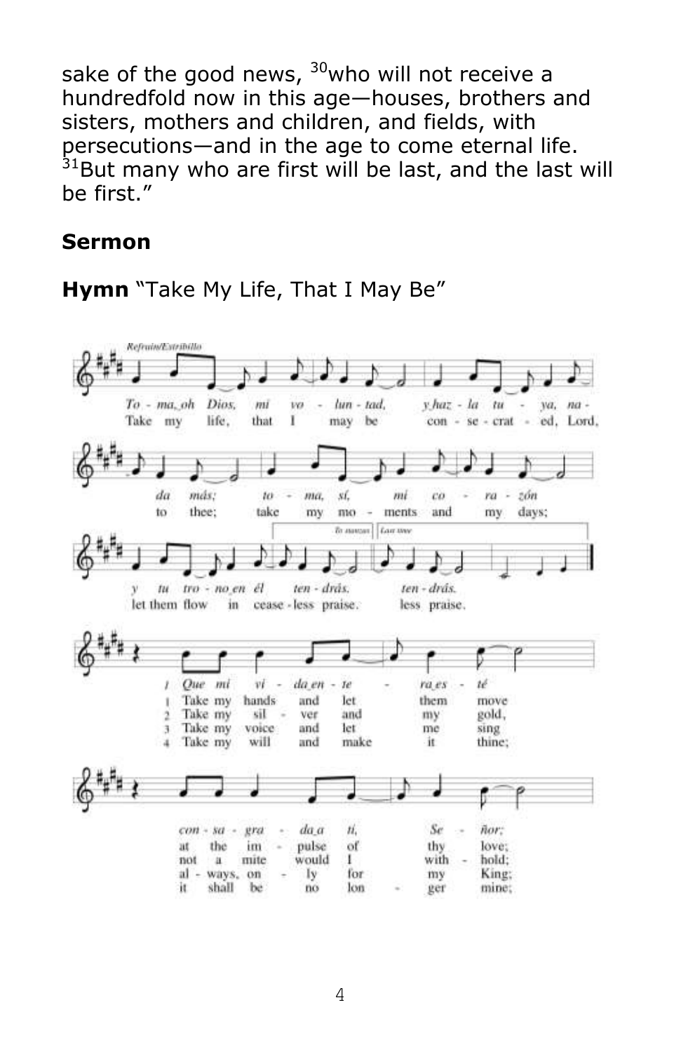sake of the good news, [30]who will not receive a hundredfold now in this age—houses, brothers and sisters, mothers and children, and fields, with persecutions—and in the age to come eternal life. [31]But many who are first will be last, and the last will be first."

## Sermon

**Hymn** "Take My Life, That I May Be"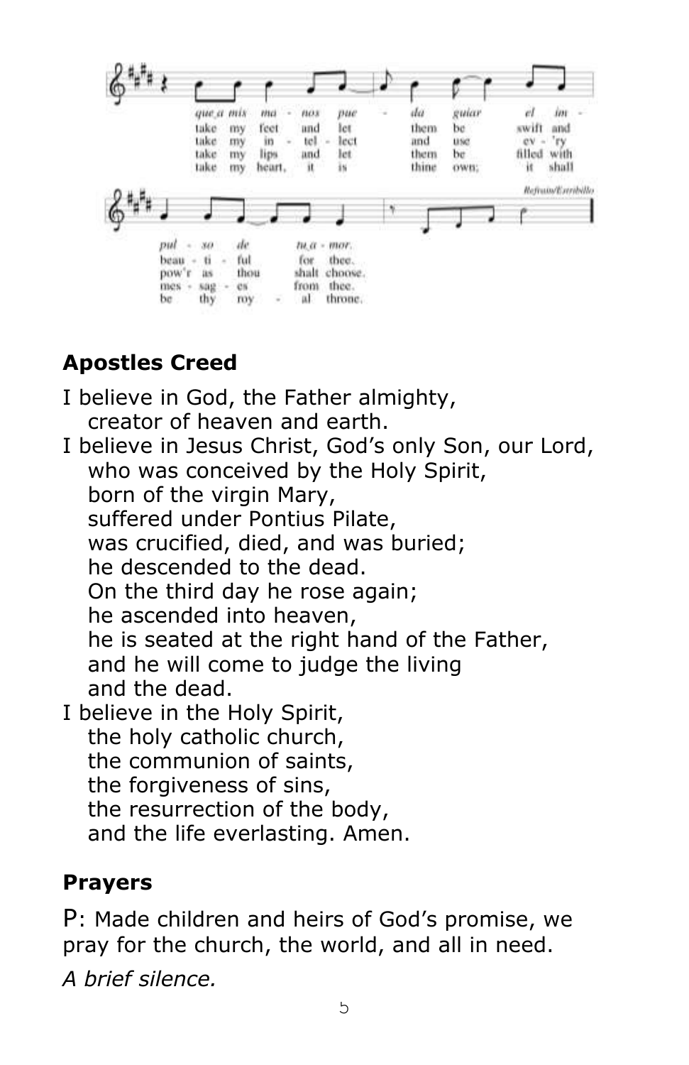*que a mis ma - nos pue - da guiar el im - pul - so de tu a - mor.*
take my feet and let them be swift and beau - ti - ful for thee.
take my in - tel - lect and use ev - 'ry pow'r as thou shalt choose.
take my lips and let them be filled with mes - sag - es from thee.
take my heart, it is thine own; it shall be thy roy - al throne.

*Refrain/Estribillo*

## Apostles Creed

I believe in God, the Father almighty,
creator of heaven and earth.
I believe in Jesus Christ, God's only Son, our Lord,
who was conceived by the Holy Spirit,
born of the virgin Mary,
suffered under Pontius Pilate,
was crucified, died, and was buried;
he descended to the dead.
On the third day he rose again;
he ascended into heaven,
he is seated at the right hand of the Father,
and he will come to judge the living
and the dead.
I believe in the Holy Spirit,
the holy catholic church,
the communion of saints,
the forgiveness of sins,
the resurrection of the body,
and the life everlasting. Amen.

## Prayers

P: Made children and heirs of God's promise, we pray for the church, the world, and all in need.

*A brief silence.*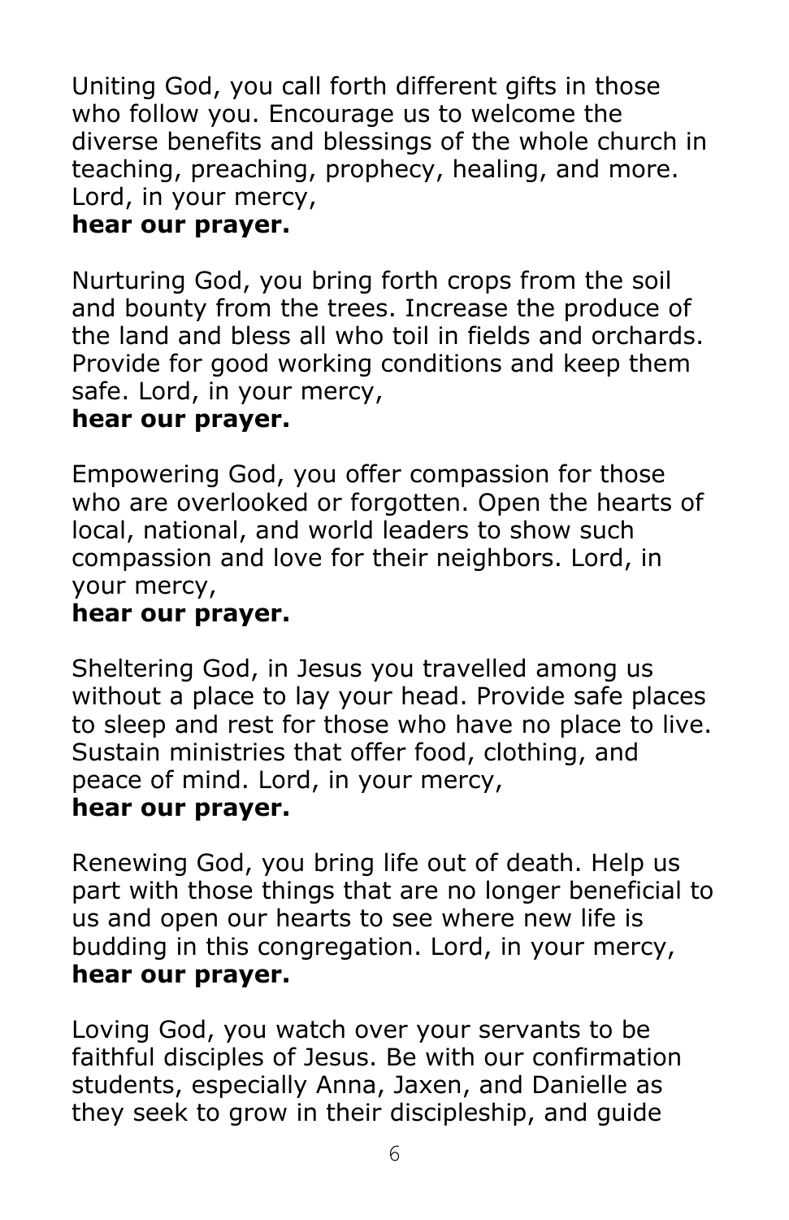Uniting God, you call forth different gifts in those who follow you. Encourage us to welcome the diverse benefits and blessings of the whole church in teaching, preaching, prophecy, healing, and more. Lord, in your mercy,
**hear our prayer.**

Nurturing God, you bring forth crops from the soil and bounty from the trees. Increase the produce of the land and bless all who toil in fields and orchards. Provide for good working conditions and keep them safe. Lord, in your mercy,
**hear our prayer.**

Empowering God, you offer compassion for those who are overlooked or forgotten. Open the hearts of local, national, and world leaders to show such compassion and love for their neighbors. Lord, in your mercy,
**hear our prayer.**

Sheltering God, in Jesus you travelled among us without a place to lay your head. Provide safe places to sleep and rest for those who have no place to live. Sustain ministries that offer food, clothing, and peace of mind. Lord, in your mercy,
**hear our prayer.**

Renewing God, you bring life out of death. Help us part with those things that are no longer beneficial to us and open our hearts to see where new life is budding in this congregation. Lord, in your mercy,
**hear our prayer.**

Loving God, you watch over your servants to be faithful disciples of Jesus. Be with our confirmation students, especially Anna, Jaxen, and Danielle as they seek to grow in their discipleship, and guide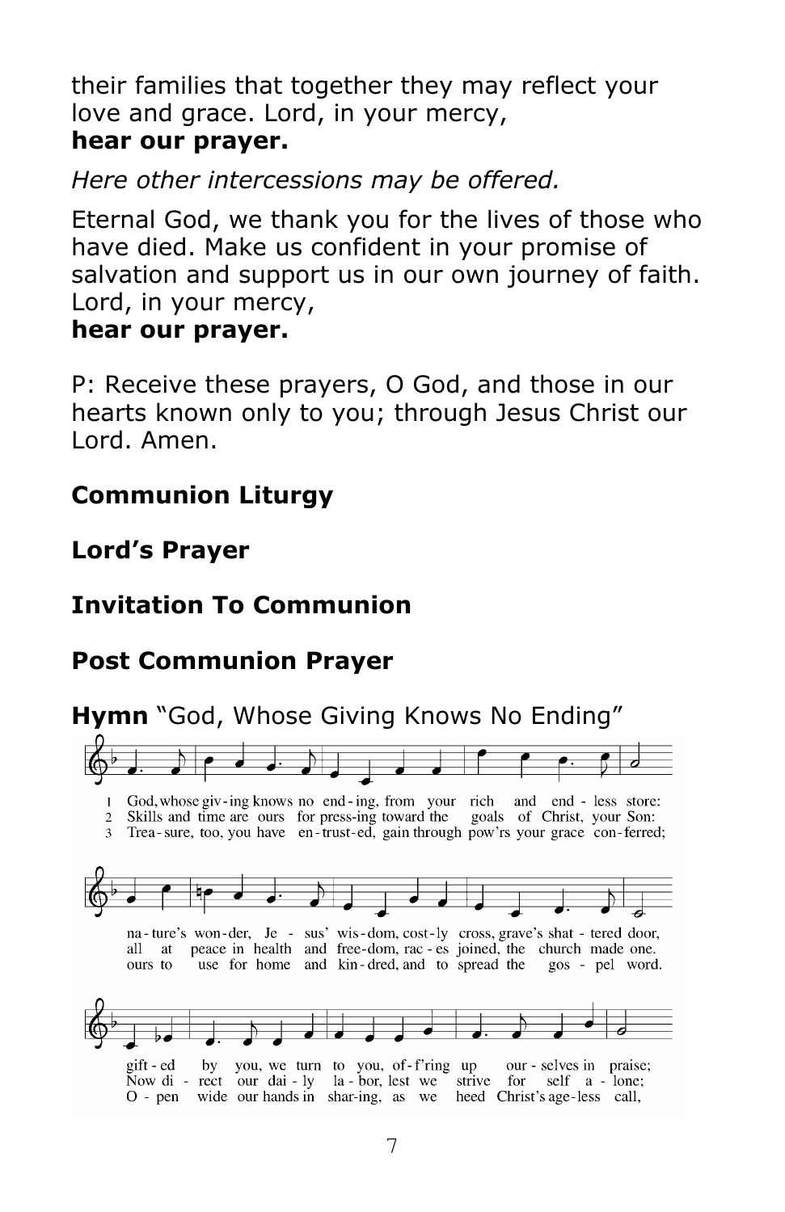their families that together they may reflect your love and grace. Lord, in your mercy,
**hear our prayer.**

*Here other intercessions may be offered.*

Eternal God, we thank you for the lives of those who have died. Make us confident in your promise of salvation and support us in our own journey of faith. Lord, in your mercy,
**hear our prayer.**

P: Receive these prayers, O God, and those in our hearts known only to you; through Jesus Christ our Lord. Amen.

**Communion Liturgy**

**Lord's Prayer**

**Invitation To Communion**

**Post Communion Prayer**

**Hymn** "God, Whose Giving Knows No Ending"

1 God, whose giv-ing knows no end-ing, from your rich and end-less store: na-ture's won-der, Je-sus' wis-dom, cost-ly cross, grave's shat-tered door, gift-ed by you, we turn to you, of-f'ring up our-selves in praise;

2 Skills and time are ours for press-ing toward the goals of Christ, your Son: all at peace in health and free-dom, rac-es joined, the church made one. Now di-rect our dai-ly la-bor, lest we strive for self a-lone;

3 Trea-sure, too, you have en-trust-ed, gain through pow'rs your grace con-ferred; ours to use for home and kin-dred, and to spread the gos-pel word. O-pen wide our hands in shar-ing, as we heed Christ's age-less call,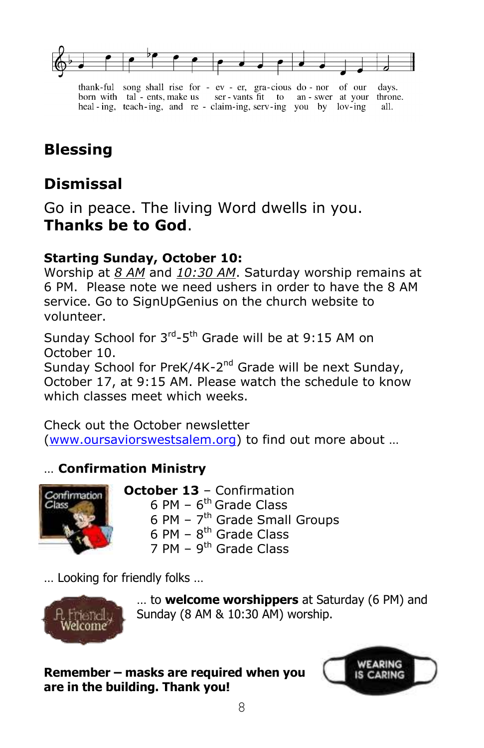thank-ful song shall rise for - ev - er, gra-cious do - nor of our days.
born with tal - ents, make us ser - vants fit to an - swer at your throne.
heal - ing, teach-ing, and re - claim-ing, serv-ing you by lov-ing all.

## Blessing

## Dismissal

Go in peace. The living Word dwells in you.
**Thanks be to God**.

**Starting Sunday, October 10:**
Worship at *8 AM* and *10:30 AM*. Saturday worship remains at 6 PM. Please note we need ushers in order to have the 8 AM service. Go to SignUpGenius on the church website to volunteer.

Sunday School for 3rd-5th Grade will be at 9:15 AM on October 10.
Sunday School for PreK/4K-2nd Grade will be next Sunday, October 17, at 9:15 AM. Please watch the schedule to know which classes meet which weeks.

Check out the October newsletter (www.oursaviorswestsalem.org) to find out more about …

… **Confirmation Ministry**

Confirmation Class

**October 13** – Confirmation
6 PM – 6th Grade Class
6 PM – 7th Grade Small Groups
6 PM – 8th Grade Class
7 PM – 9th Grade Class

… Looking for friendly folks …

A Friendly Welcome

… to **welcome worshippers** at Saturday (6 PM) and Sunday (8 AM & 10:30 AM) worship.

**Remember – masks are required when you are in the building. Thank you!**

WEARING IS CARING